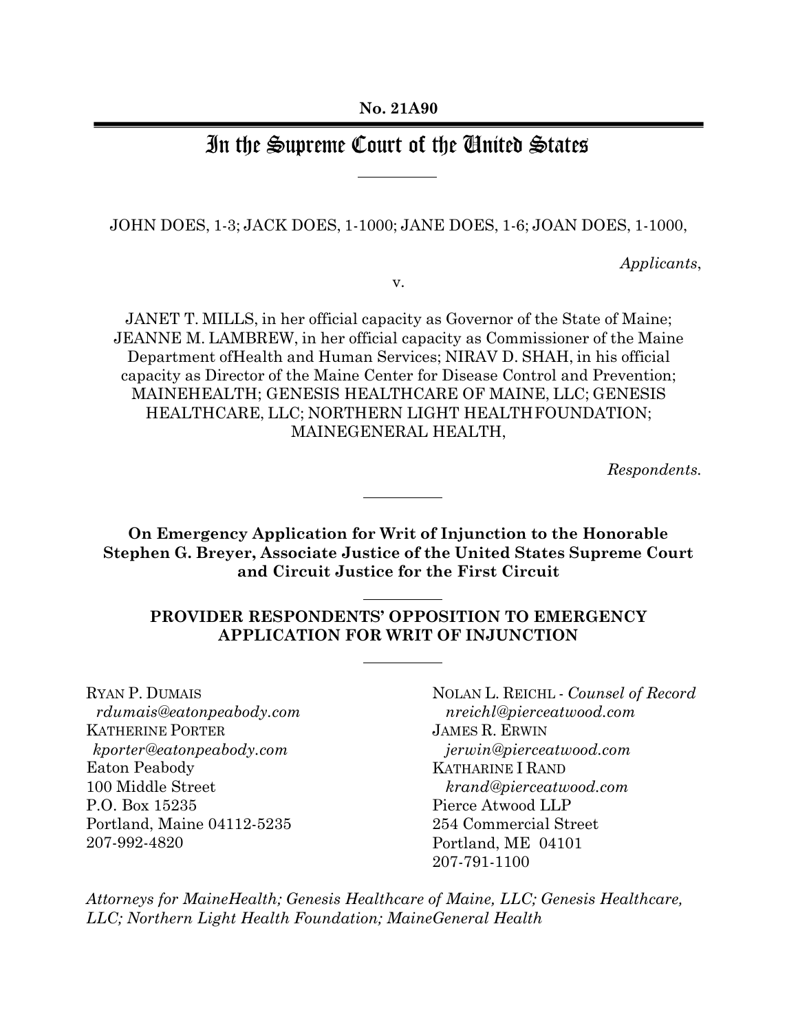**No. 21A90**

# In the Supreme Court of the United States

JOHN DOES, 1-3; JACK DOES, 1-1000; JANE DOES, 1-6; JOAN DOES, 1-1000,

*Applicants*,

v.

JANET T. MILLS, in her official capacity as Governor of the State of Maine; JEANNE M. LAMBREW, in her official capacity as Commissioner of the Maine Department ofHealth and Human Services; NIRAV D. SHAH, in his official capacity as Director of the Maine Center for Disease Control and Prevention; MAINEHEALTH; GENESIS HEALTHCARE OF MAINE, LLC; GENESIS HEALTHCARE, LLC; NORTHERN LIGHT HEALTHFOUNDATION; MAINEGENERAL HEALTH,

*Respondents.*

**On Emergency Application for Writ of Injunction to the Honorable Stephen G. Breyer, Associate Justice of the United States Supreme Court and Circuit Justice for the First Circuit**

**PROVIDER RESPONDENTS' OPPOSITION TO EMERGENCY APPLICATION FOR WRIT OF INJUNCTION**

RYAN P. DUMAIS
*rdumais@eatonpeabody.com*
KATHERINE PORTER
*kporter@eatonpeabody.com*
Eaton Peabody
100 Middle Street
P.O. Box 15235
Portland, Maine 04112-5235
207-992-4820

NOLAN L. REICHL - *Counsel of Record*
*nreichl@pierceatwood.com*
JAMES R. ERWIN
*jerwin@pierceatwood.com*
KATHARINE I RAND
*krand@pierceatwood.com*
Pierce Atwood LLP
254 Commercial Street
Portland, ME 04101
207-791-1100

*Attorneys for MaineHealth; Genesis Healthcare of Maine, LLC; Genesis Healthcare, LLC; Northern Light Health Foundation; MaineGeneral Health*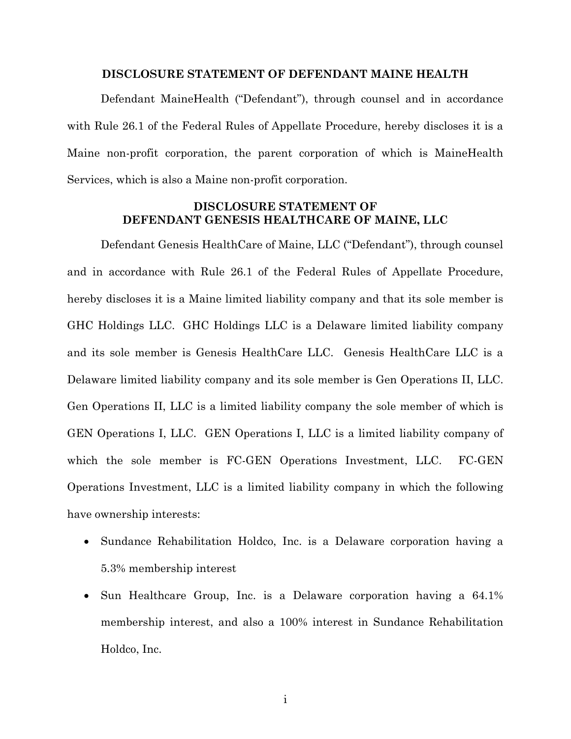## DISCLOSURE STATEMENT OF DEFENDANT MAINE HEALTH

Defendant MaineHealth ("Defendant"), through counsel and in accordance with Rule 26.1 of the Federal Rules of Appellate Procedure, hereby discloses it is a Maine non-profit corporation, the parent corporation of which is MaineHealth Services, which is also a Maine non-profit corporation.

## DISCLOSURE STATEMENT OF DEFENDANT GENESIS HEALTHCARE OF MAINE, LLC

Defendant Genesis HealthCare of Maine, LLC ("Defendant"), through counsel and in accordance with Rule 26.1 of the Federal Rules of Appellate Procedure, hereby discloses it is a Maine limited liability company and that its sole member is GHC Holdings LLC. GHC Holdings LLC is a Delaware limited liability company and its sole member is Genesis HealthCare LLC. Genesis HealthCare LLC is a Delaware limited liability company and its sole member is Gen Operations II, LLC. Gen Operations II, LLC is a limited liability company the sole member of which is GEN Operations I, LLC. GEN Operations I, LLC is a limited liability company of which the sole member is FC-GEN Operations Investment, LLC. FC-GEN Operations Investment, LLC is a limited liability company in which the following have ownership interests:

- Sundance Rehabilitation Holdco, Inc. is a Delaware corporation having a 5.3% membership interest
- Sun Healthcare Group, Inc. is a Delaware corporation having a 64.1% membership interest, and also a 100% interest in Sundance Rehabilitation Holdco, Inc.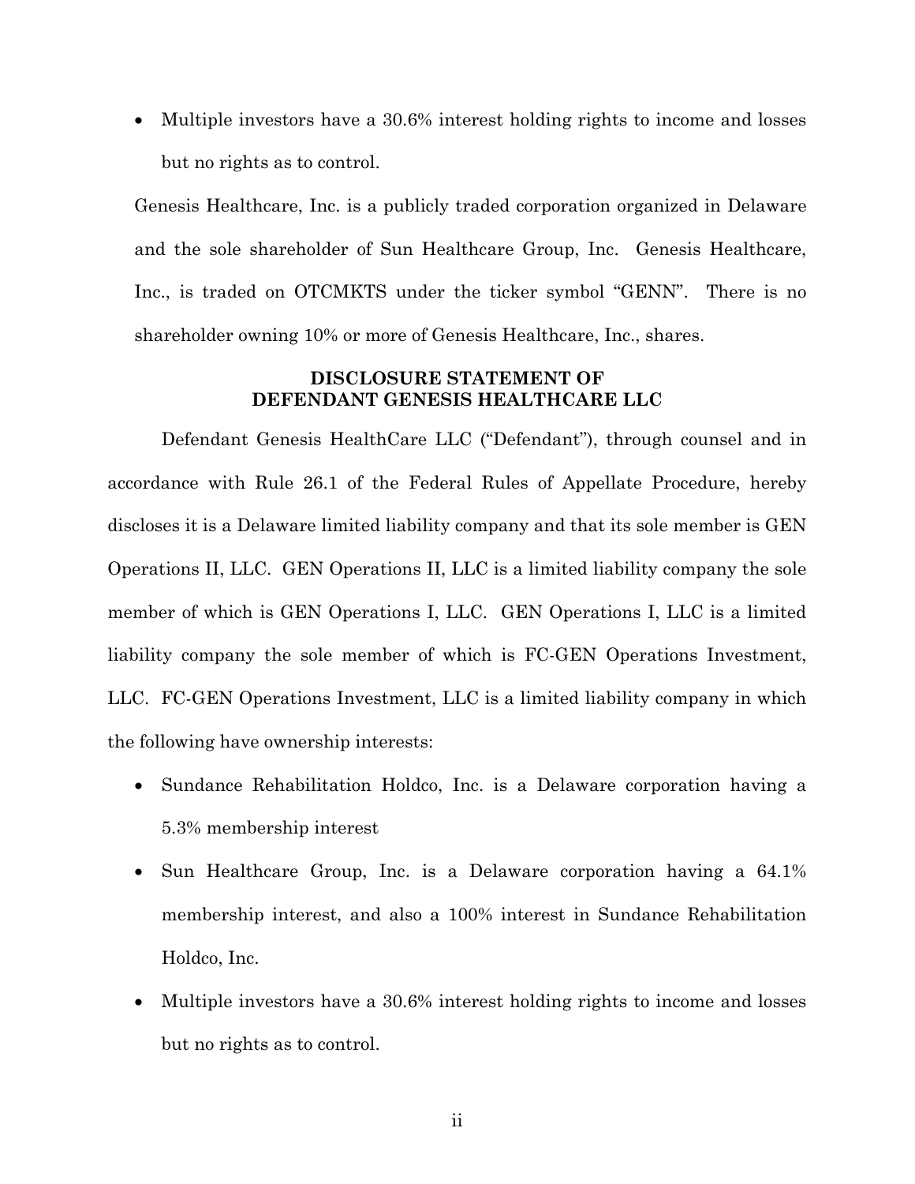- Multiple investors have a 30.6% interest holding rights to income and losses but no rights as to control.

Genesis Healthcare, Inc. is a publicly traded corporation organized in Delaware and the sole shareholder of Sun Healthcare Group, Inc. Genesis Healthcare, Inc., is traded on OTCMKTS under the ticker symbol "GENN". There is no shareholder owning 10% or more of Genesis Healthcare, Inc., shares.

**DISCLOSURE STATEMENT OF DEFENDANT GENESIS HEALTHCARE LLC**

Defendant Genesis HealthCare LLC ("Defendant"), through counsel and in accordance with Rule 26.1 of the Federal Rules of Appellate Procedure, hereby discloses it is a Delaware limited liability company and that its sole member is GEN Operations II, LLC. GEN Operations II, LLC is a limited liability company the sole member of which is GEN Operations I, LLC. GEN Operations I, LLC is a limited liability company the sole member of which is FC-GEN Operations Investment, LLC. FC-GEN Operations Investment, LLC is a limited liability company in which the following have ownership interests:

- Sundance Rehabilitation Holdco, Inc. is a Delaware corporation having a 5.3% membership interest
- Sun Healthcare Group, Inc. is a Delaware corporation having a 64.1% membership interest, and also a 100% interest in Sundance Rehabilitation Holdco, Inc.
- Multiple investors have a 30.6% interest holding rights to income and losses but no rights as to control.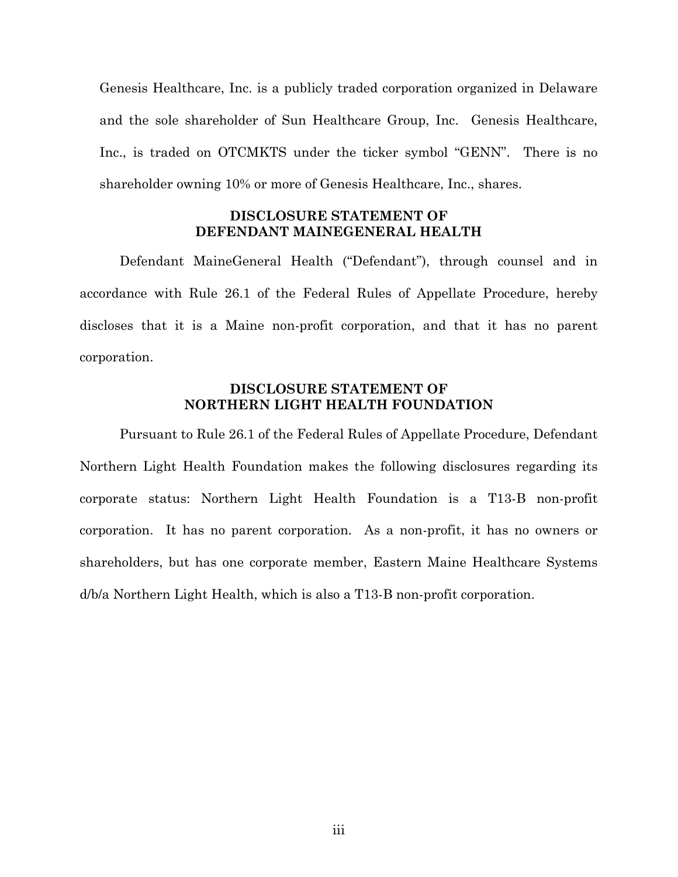Genesis Healthcare, Inc. is a publicly traded corporation organized in Delaware and the sole shareholder of Sun Healthcare Group, Inc. Genesis Healthcare, Inc., is traded on OTCMKTS under the ticker symbol "GENN". There is no shareholder owning 10% or more of Genesis Healthcare, Inc., shares.

## DISCLOSURE STATEMENT OF DEFENDANT MAINEGENERAL HEALTH

Defendant MaineGeneral Health ("Defendant"), through counsel and in accordance with Rule 26.1 of the Federal Rules of Appellate Procedure, hereby discloses that it is a Maine non-profit corporation, and that it has no parent corporation.

## DISCLOSURE STATEMENT OF NORTHERN LIGHT HEALTH FOUNDATION

Pursuant to Rule 26.1 of the Federal Rules of Appellate Procedure, Defendant Northern Light Health Foundation makes the following disclosures regarding its corporate status: Northern Light Health Foundation is a T13-B non-profit corporation. It has no parent corporation. As a non-profit, it has no owners or shareholders, but has one corporate member, Eastern Maine Healthcare Systems d/b/a Northern Light Health, which is also a T13-B non-profit corporation.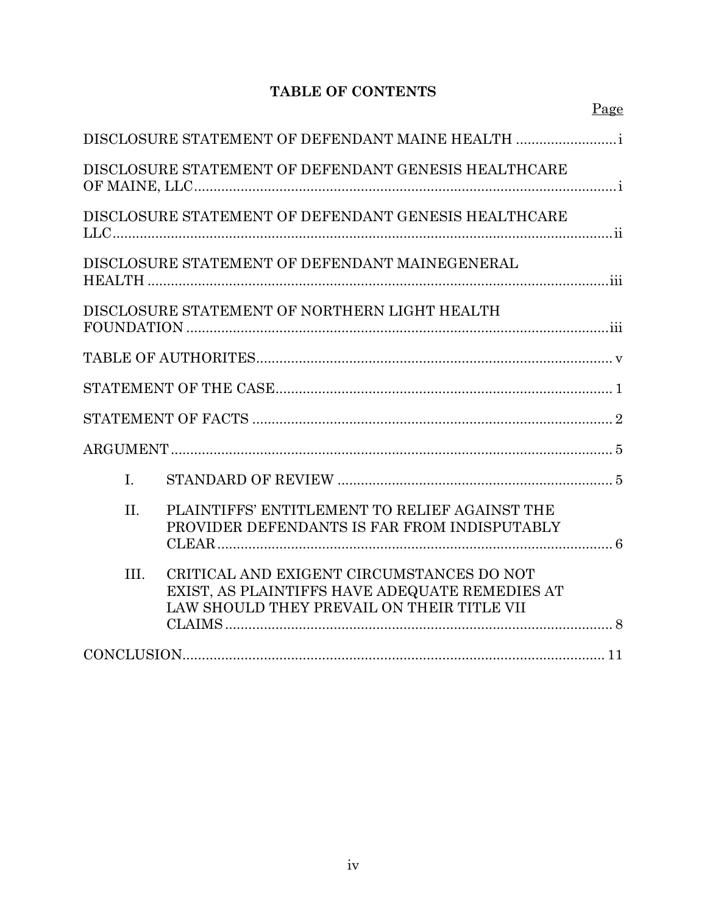# TABLE OF CONTENTS

| | Page |
|---|---|
| DISCLOSURE STATEMENT OF DEFENDANT MAINE HEALTH | i |
| DISCLOSURE STATEMENT OF DEFENDANT GENESIS HEALTHCARE OF MAINE, LLC | i |
| DISCLOSURE STATEMENT OF DEFENDANT GENESIS HEALTHCARE LLC | ii |
| DISCLOSURE STATEMENT OF DEFENDANT MAINEGENERAL HEALTH | iii |
| DISCLOSURE STATEMENT OF NORTHERN LIGHT HEALTH FOUNDATION | iii |
| TABLE OF AUTHORITES | v |
| STATEMENT OF THE CASE | 1 |
| STATEMENT OF FACTS | 2 |
| ARGUMENT | 5 |
| I. STANDARD OF REVIEW | 5 |
| II. PLAINTIFFS' ENTITLEMENT TO RELIEF AGAINST THE PROVIDER DEFENDANTS IS FAR FROM INDISPUTABLY CLEAR | 6 |
| III. CRITICAL AND EXIGENT CIRCUMSTANCES DO NOT EXIST, AS PLAINTIFFS HAVE ADEQUATE REMEDIES AT LAW SHOULD THEY PREVAIL ON THEIR TITLE VII CLAIMS | 8 |
| CONCLUSION | 11 |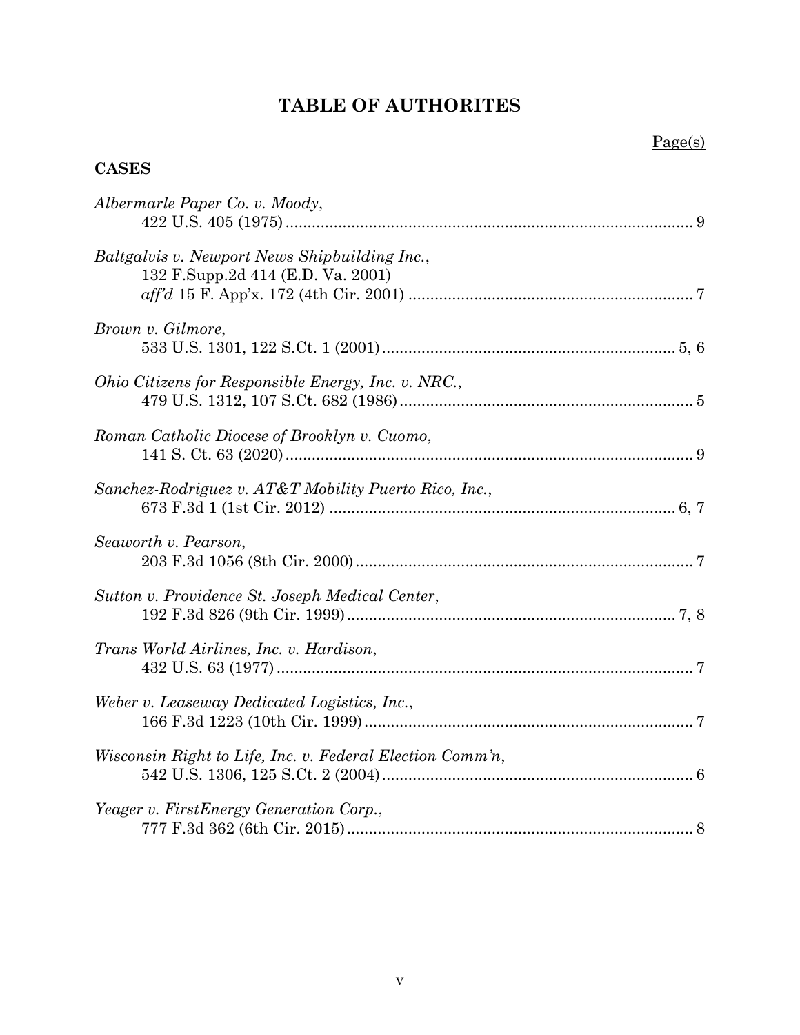# TABLE OF AUTHORITES

Page(s)

**CASES**

*Albermarle Paper Co. v. Moody*,
422 U.S. 405 (1975) .......... 9

*Baltgalvis v. Newport News Shipbuilding Inc.*,
132 F.Supp.2d 414 (E.D. Va. 2001)
*aff'd* 15 F. App'x. 172 (4th Cir. 2001) .......... 7

*Brown v. Gilmore*,
533 U.S. 1301, 122 S.Ct. 1 (2001) .......... 5, 6

*Ohio Citizens for Responsible Energy, Inc. v. NRC.*,
479 U.S. 1312, 107 S.Ct. 682 (1986) .......... 5

*Roman Catholic Diocese of Brooklyn v. Cuomo*,
141 S. Ct. 63 (2020) .......... 9

*Sanchez-Rodriguez v. AT&T Mobility Puerto Rico, Inc.*,
673 F.3d 1 (1st Cir. 2012) .......... 6, 7

*Seaworth v. Pearson*,
203 F.3d 1056 (8th Cir. 2000) .......... 7

*Sutton v. Providence St. Joseph Medical Center*,
192 F.3d 826 (9th Cir. 1999) .......... 7, 8

*Trans World Airlines, Inc. v. Hardison*,
432 U.S. 63 (1977) .......... 7

*Weber v. Leaseway Dedicated Logistics, Inc.*,
166 F.3d 1223 (10th Cir. 1999) .......... 7

*Wisconsin Right to Life, Inc. v. Federal Election Comm'n*,
542 U.S. 1306, 125 S.Ct. 2 (2004) .......... 6

*Yeager v. FirstEnergy Generation Corp.*,
777 F.3d 362 (6th Cir. 2015) .......... 8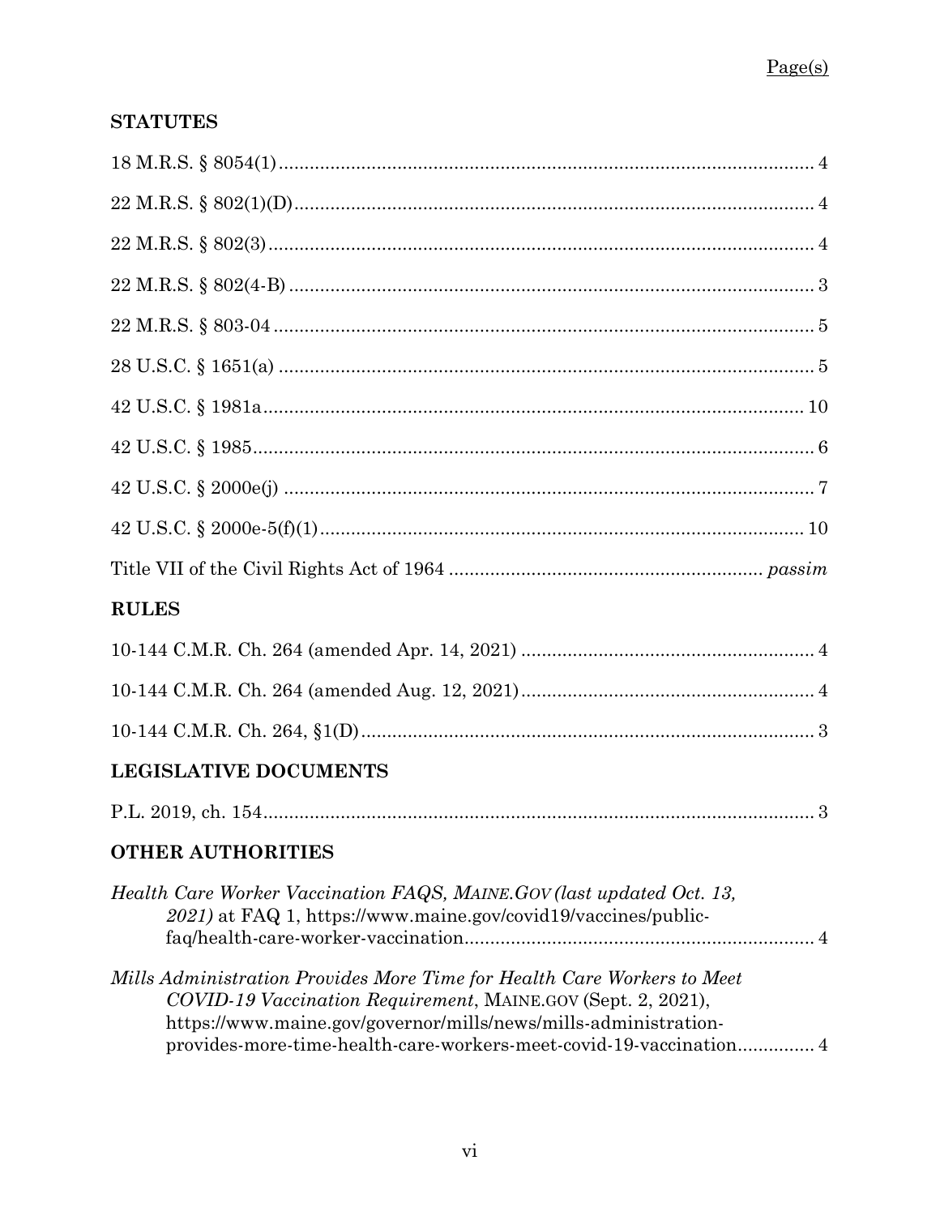Page(s)

## STATUTES

18 M.R.S. § 8054(1) .......... 4

22 M.R.S. § 802(1)(D) .......... 4

22 M.R.S. § 802(3) .......... 4

22 M.R.S. § 802(4-B) .......... 3

22 M.R.S. § 803-04 .......... 5

28 U.S.C. § 1651(a) .......... 5

42 U.S.C. § 1981a .......... 10

42 U.S.C. § 1985 .......... 6

42 U.S.C. § 2000e(j) .......... 7

42 U.S.C. § 2000e-5(f)(1) .......... 10

Title VII of the Civil Rights Act of 1964 .......... *passim*

## RULES

10-144 C.M.R. Ch. 264 (amended Apr. 14, 2021) .......... 4

10-144 C.M.R. Ch. 264 (amended Aug. 12, 2021) .......... 4

10-144 C.M.R. Ch. 264, §1(D) .......... 3

## LEGISLATIVE DOCUMENTS

P.L. 2019, ch. 154 .......... 3

## OTHER AUTHORITIES

*Health Care Worker Vaccination FAQS, MAINE.GOV (last updated Oct. 13, 2021)* at FAQ 1, https://www.maine.gov/covid19/vaccines/public-faq/health-care-worker-vaccination .......... 4

*Mills Administration Provides More Time for Health Care Workers to Meet COVID-19 Vaccination Requirement*, MAINE.GOV (Sept. 2, 2021), https://www.maine.gov/governor/mills/news/mills-administration-provides-more-time-health-care-workers-meet-covid-19-vaccination .......... 4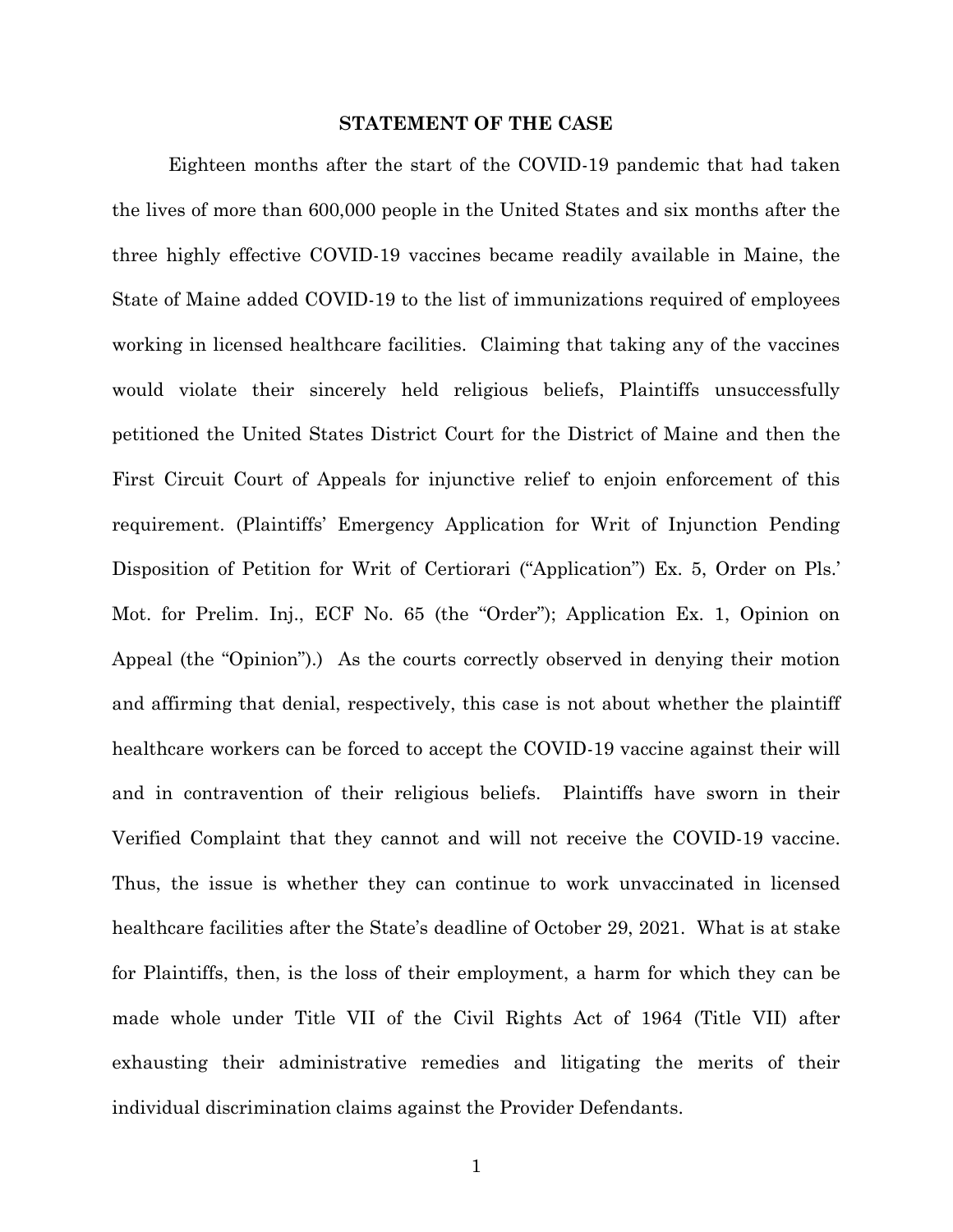## STATEMENT OF THE CASE

Eighteen months after the start of the COVID-19 pandemic that had taken the lives of more than 600,000 people in the United States and six months after the three highly effective COVID-19 vaccines became readily available in Maine, the State of Maine added COVID-19 to the list of immunizations required of employees working in licensed healthcare facilities. Claiming that taking any of the vaccines would violate their sincerely held religious beliefs, Plaintiffs unsuccessfully petitioned the United States District Court for the District of Maine and then the First Circuit Court of Appeals for injunctive relief to enjoin enforcement of this requirement. (Plaintiffs' Emergency Application for Writ of Injunction Pending Disposition of Petition for Writ of Certiorari ("Application") Ex. 5, Order on Pls.' Mot. for Prelim. Inj., ECF No. 65 (the "Order"); Application Ex. 1, Opinion on Appeal (the "Opinion").) As the courts correctly observed in denying their motion and affirming that denial, respectively, this case is not about whether the plaintiff healthcare workers can be forced to accept the COVID-19 vaccine against their will and in contravention of their religious beliefs. Plaintiffs have sworn in their Verified Complaint that they cannot and will not receive the COVID-19 vaccine. Thus, the issue is whether they can continue to work unvaccinated in licensed healthcare facilities after the State's deadline of October 29, 2021. What is at stake for Plaintiffs, then, is the loss of their employment, a harm for which they can be made whole under Title VII of the Civil Rights Act of 1964 (Title VII) after exhausting their administrative remedies and litigating the merits of their individual discrimination claims against the Provider Defendants.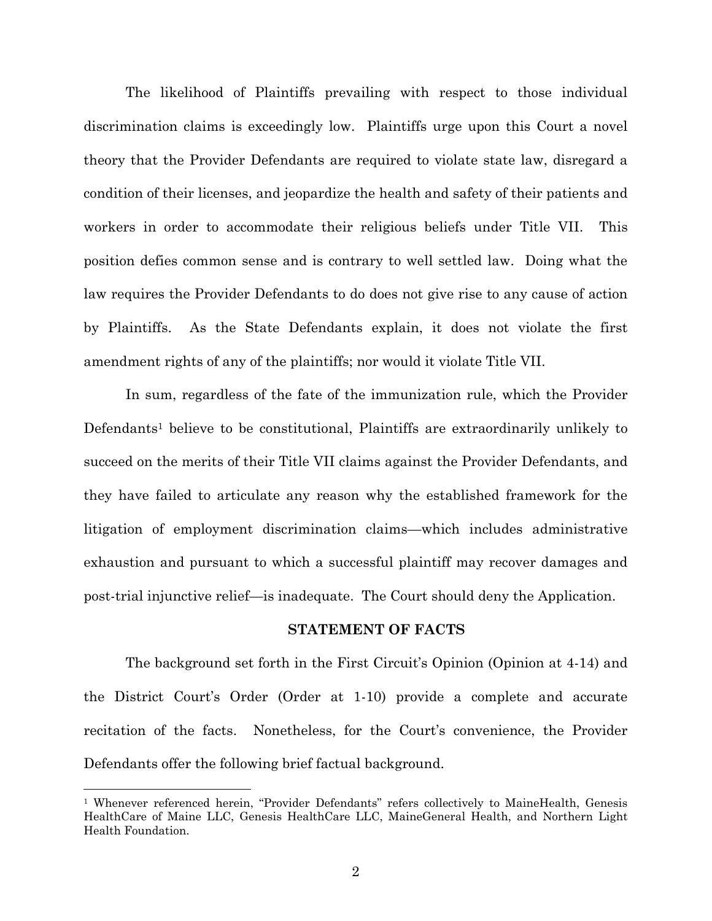The likelihood of Plaintiffs prevailing with respect to those individual discrimination claims is exceedingly low. Plaintiffs urge upon this Court a novel theory that the Provider Defendants are required to violate state law, disregard a condition of their licenses, and jeopardize the health and safety of their patients and workers in order to accommodate their religious beliefs under Title VII. This position defies common sense and is contrary to well settled law. Doing what the law requires the Provider Defendants to do does not give rise to any cause of action by Plaintiffs. As the State Defendants explain, it does not violate the first amendment rights of any of the plaintiffs; nor would it violate Title VII.

In sum, regardless of the fate of the immunization rule, which the Provider Defendants[1] believe to be constitutional, Plaintiffs are extraordinarily unlikely to succeed on the merits of their Title VII claims against the Provider Defendants, and they have failed to articulate any reason why the established framework for the litigation of employment discrimination claims—which includes administrative exhaustion and pursuant to which a successful plaintiff may recover damages and post-trial injunctive relief—is inadequate. The Court should deny the Application.

## STATEMENT OF FACTS

The background set forth in the First Circuit's Opinion (Opinion at 4-14) and the District Court's Order (Order at 1-10) provide a complete and accurate recitation of the facts. Nonetheless, for the Court's convenience, the Provider Defendants offer the following brief factual background.

[1] Whenever referenced herein, "Provider Defendants" refers collectively to MaineHealth, Genesis HealthCare of Maine LLC, Genesis HealthCare LLC, MaineGeneral Health, and Northern Light Health Foundation.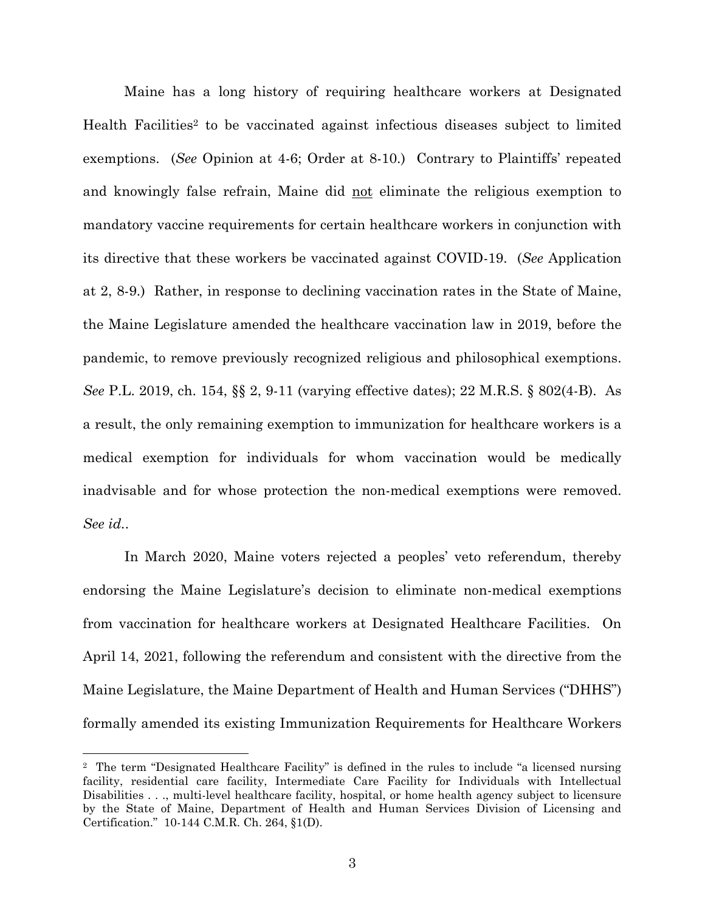Maine has a long history of requiring healthcare workers at Designated Health Facilities[2] to be vaccinated against infectious diseases subject to limited exemptions. (*See* Opinion at 4-6; Order at 8-10.) Contrary to Plaintiffs' repeated and knowingly false refrain, Maine did <u>not</u> eliminate the religious exemption to mandatory vaccine requirements for certain healthcare workers in conjunction with its directive that these workers be vaccinated against COVID-19. (*See* Application at 2, 8-9.) Rather, in response to declining vaccination rates in the State of Maine, the Maine Legislature amended the healthcare vaccination law in 2019, before the pandemic, to remove previously recognized religious and philosophical exemptions. *See* P.L. 2019, ch. 154, §§ 2, 9-11 (varying effective dates); 22 M.R.S. § 802(4-B). As a result, the only remaining exemption to immunization for healthcare workers is a medical exemption for individuals for whom vaccination would be medically inadvisable and for whose protection the non-medical exemptions were removed. *See id.*.

In March 2020, Maine voters rejected a peoples' veto referendum, thereby endorsing the Maine Legislature's decision to eliminate non-medical exemptions from vaccination for healthcare workers at Designated Healthcare Facilities. On April 14, 2021, following the referendum and consistent with the directive from the Maine Legislature, the Maine Department of Health and Human Services ("DHHS") formally amended its existing Immunization Requirements for Healthcare Workers

---

[2] The term "Designated Healthcare Facility" is defined in the rules to include "a licensed nursing facility, residential care facility, Intermediate Care Facility for Individuals with Intellectual Disabilities . . ., multi-level healthcare facility, hospital, or home health agency subject to licensure by the State of Maine, Department of Health and Human Services Division of Licensing and Certification." 10-144 C.M.R. Ch. 264, §1(D).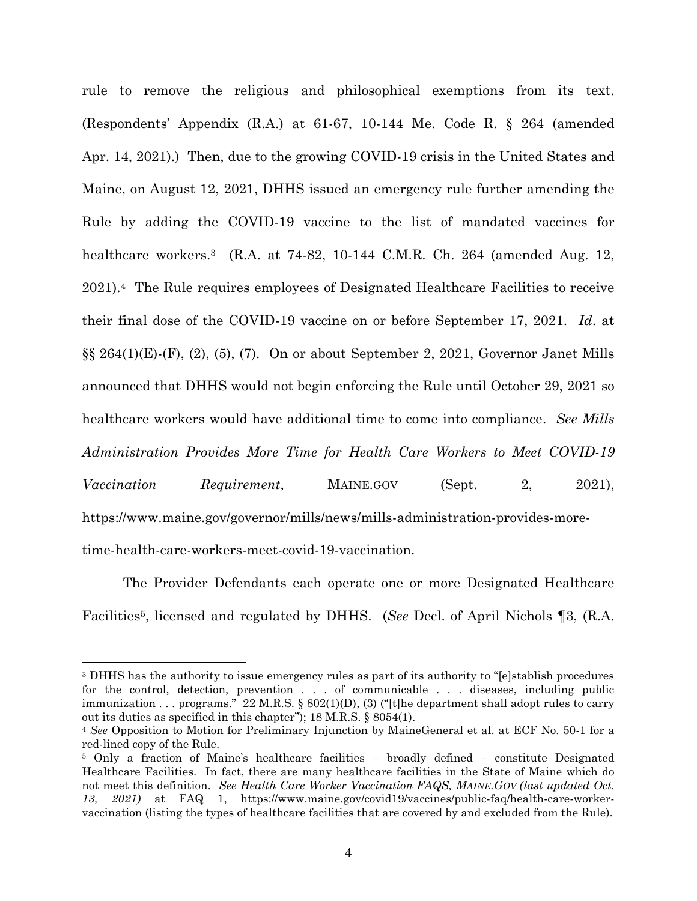rule to remove the religious and philosophical exemptions from its text. (Respondents' Appendix (R.A.) at 61-67, 10-144 Me. Code R. § 264 (amended Apr. 14, 2021).) Then, due to the growing COVID-19 crisis in the United States and Maine, on August 12, 2021, DHHS issued an emergency rule further amending the Rule by adding the COVID-19 vaccine to the list of mandated vaccines for healthcare workers.[3] (R.A. at 74-82, 10-144 C.M.R. Ch. 264 (amended Aug. 12, 2021).[4] The Rule requires employees of Designated Healthcare Facilities to receive their final dose of the COVID-19 vaccine on or before September 17, 2021. *Id*. at §§ 264(1)(E)-(F), (2), (5), (7). On or about September 2, 2021, Governor Janet Mills announced that DHHS would not begin enforcing the Rule until October 29, 2021 so healthcare workers would have additional time to come into compliance. *See Mills Administration Provides More Time for Health Care Workers to Meet COVID-19 Vaccination Requirement*, MAINE.GOV (Sept. 2, 2021), https://www.maine.gov/governor/mills/news/mills-administration-provides-more-time-health-care-workers-meet-covid-19-vaccination.

The Provider Defendants each operate one or more Designated Healthcare Facilities[5], licensed and regulated by DHHS. (*See* Decl. of April Nichols ¶3, (R.A.

---

[3] DHHS has the authority to issue emergency rules as part of its authority to "[e]stablish procedures for the control, detection, prevention . . . of communicable . . . diseases, including public immunization . . . programs." 22 M.R.S. § 802(1)(D), (3) ("[t]he department shall adopt rules to carry out its duties as specified in this chapter"); 18 M.R.S. § 8054(1).

[4] *See* Opposition to Motion for Preliminary Injunction by MaineGeneral et al. at ECF No. 50-1 for a red-lined copy of the Rule.

[5] Only a fraction of Maine's healthcare facilities – broadly defined – constitute Designated Healthcare Facilities. In fact, there are many healthcare facilities in the State of Maine which do not meet this definition. *See Health Care Worker Vaccination FAQS, MAINE.GOV (last updated Oct. 13, 2021)* at FAQ 1, https://www.maine.gov/covid19/vaccines/public-faq/health-care-worker-vaccination (listing the types of healthcare facilities that are covered by and excluded from the Rule).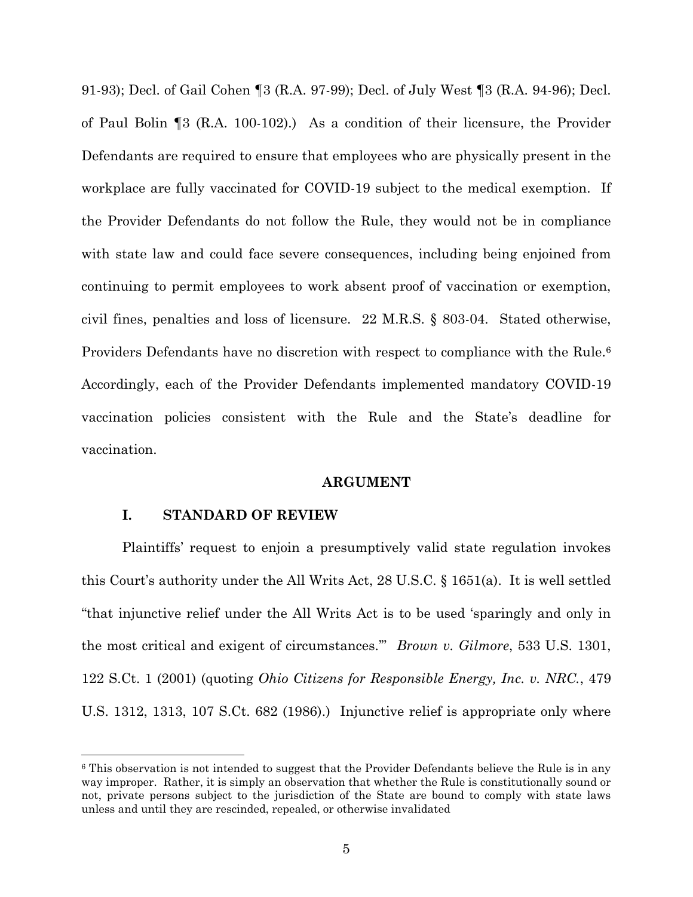91-93); Decl. of Gail Cohen ¶3 (R.A. 97-99); Decl. of July West ¶3 (R.A. 94-96); Decl. of Paul Bolin ¶3 (R.A. 100-102).) As a condition of their licensure, the Provider Defendants are required to ensure that employees who are physically present in the workplace are fully vaccinated for COVID-19 subject to the medical exemption. If the Provider Defendants do not follow the Rule, they would not be in compliance with state law and could face severe consequences, including being enjoined from continuing to permit employees to work absent proof of vaccination or exemption, civil fines, penalties and loss of licensure. 22 M.R.S. § 803-04. Stated otherwise, Providers Defendants have no discretion with respect to compliance with the Rule.[6] Accordingly, each of the Provider Defendants implemented mandatory COVID-19 vaccination policies consistent with the Rule and the State's deadline for vaccination.

## ARGUMENT

### I. STANDARD OF REVIEW

Plaintiffs' request to enjoin a presumptively valid state regulation invokes this Court's authority under the All Writs Act, 28 U.S.C. § 1651(a). It is well settled "that injunctive relief under the All Writs Act is to be used 'sparingly and only in the most critical and exigent of circumstances.'" *Brown v. Gilmore*, 533 U.S. 1301, 122 S.Ct. 1 (2001) (quoting *Ohio Citizens for Responsible Energy, Inc. v. NRC.*, 479 U.S. 1312, 1313, 107 S.Ct. 682 (1986).) Injunctive relief is appropriate only where

[6] This observation is not intended to suggest that the Provider Defendants believe the Rule is in any way improper. Rather, it is simply an observation that whether the Rule is constitutionally sound or not, private persons subject to the jurisdiction of the State are bound to comply with state laws unless and until they are rescinded, repealed, or otherwise invalidated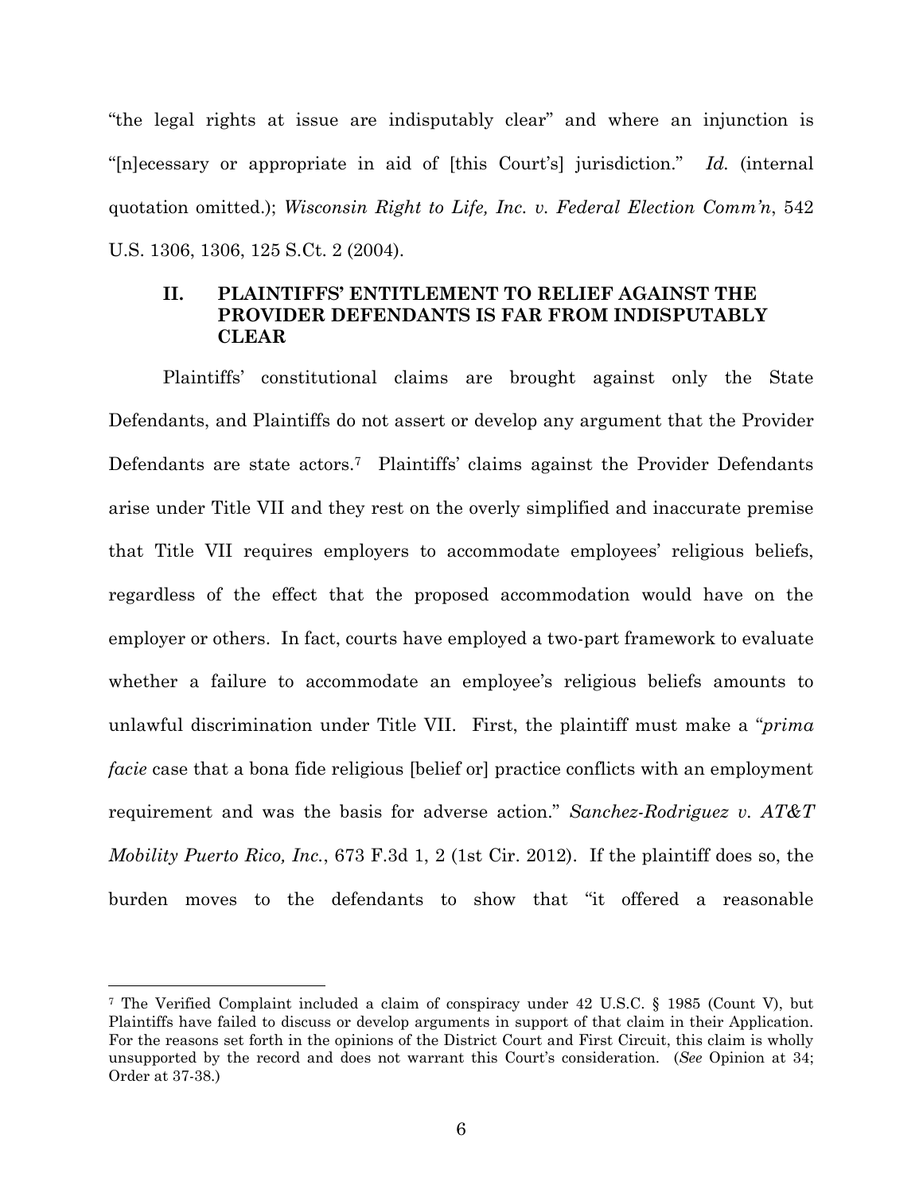"the legal rights at issue are indisputably clear" and where an injunction is "[n]ecessary or appropriate in aid of [this Court's] jurisdiction." *Id.* (internal quotation omitted.); *Wisconsin Right to Life, Inc. v. Federal Election Comm'n*, 542 U.S. 1306, 1306, 125 S.Ct. 2 (2004).

## II. PLAINTIFFS' ENTITLEMENT TO RELIEF AGAINST THE PROVIDER DEFENDANTS IS FAR FROM INDISPUTABLY CLEAR

Plaintiffs' constitutional claims are brought against only the State Defendants, and Plaintiffs do not assert or develop any argument that the Provider Defendants are state actors.[7] Plaintiffs' claims against the Provider Defendants arise under Title VII and they rest on the overly simplified and inaccurate premise that Title VII requires employers to accommodate employees' religious beliefs, regardless of the effect that the proposed accommodation would have on the employer or others. In fact, courts have employed a two-part framework to evaluate whether a failure to accommodate an employee's religious beliefs amounts to unlawful discrimination under Title VII. First, the plaintiff must make a "*prima facie* case that a bona fide religious [belief or] practice conflicts with an employment requirement and was the basis for adverse action." *Sanchez-Rodriguez v. AT&T Mobility Puerto Rico, Inc.*, 673 F.3d 1, 2 (1st Cir. 2012). If the plaintiff does so, the burden moves to the defendants to show that "it offered a reasonable

---

[7] The Verified Complaint included a claim of conspiracy under 42 U.S.C. § 1985 (Count V), but Plaintiffs have failed to discuss or develop arguments in support of that claim in their Application. For the reasons set forth in the opinions of the District Court and First Circuit, this claim is wholly unsupported by the record and does not warrant this Court's consideration. (*See* Opinion at 34; Order at 37-38.)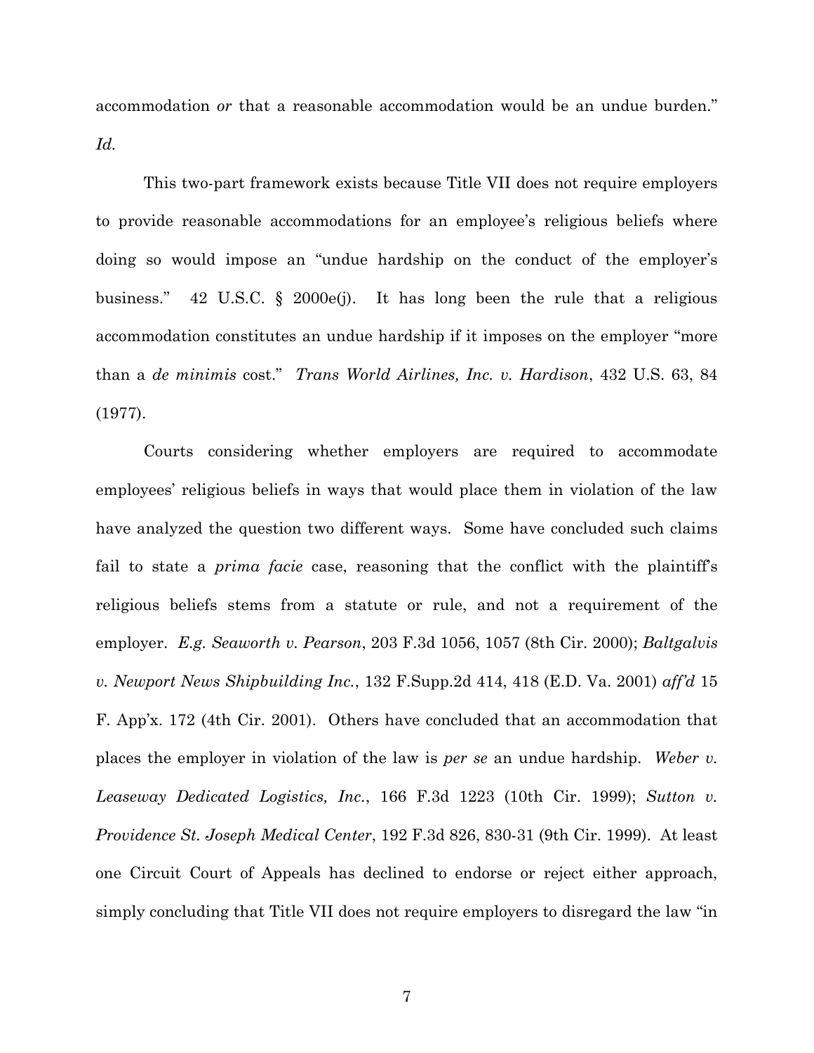accommodation *or* that a reasonable accommodation would be an undue burden." *Id.*

This two-part framework exists because Title VII does not require employers to provide reasonable accommodations for an employee's religious beliefs where doing so would impose an "undue hardship on the conduct of the employer's business." 42 U.S.C. § 2000e(j). It has long been the rule that a religious accommodation constitutes an undue hardship if it imposes on the employer "more than a *de minimis* cost." *Trans World Airlines, Inc. v. Hardison*, 432 U.S. 63, 84 (1977).

Courts considering whether employers are required to accommodate employees' religious beliefs in ways that would place them in violation of the law have analyzed the question two different ways. Some have concluded such claims fail to state a *prima facie* case, reasoning that the conflict with the plaintiff's religious beliefs stems from a statute or rule, and not a requirement of the employer. *E.g. Seaworth v. Pearson*, 203 F.3d 1056, 1057 (8th Cir. 2000); *Baltgalvis v. Newport News Shipbuilding Inc.*, 132 F.Supp.2d 414, 418 (E.D. Va. 2001) *aff'd* 15 F. App'x. 172 (4th Cir. 2001). Others have concluded that an accommodation that places the employer in violation of the law is *per se* an undue hardship. *Weber v. Leaseway Dedicated Logistics, Inc.*, 166 F.3d 1223 (10th Cir. 1999); *Sutton v. Providence St. Joseph Medical Center*, 192 F.3d 826, 830-31 (9th Cir. 1999). At least one Circuit Court of Appeals has declined to endorse or reject either approach, simply concluding that Title VII does not require employers to disregard the law "in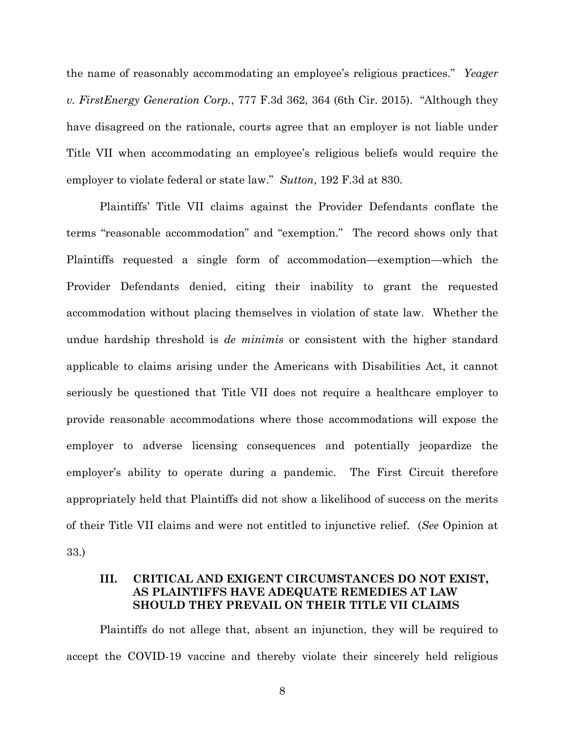the name of reasonably accommodating an employee's religious practices." *Yeager v. FirstEnergy Generation Corp.*, 777 F.3d 362, 364 (6th Cir. 2015). "Although they have disagreed on the rationale, courts agree that an employer is not liable under Title VII when accommodating an employee's religious beliefs would require the employer to violate federal or state law." *Sutton*, 192 F.3d at 830.

Plaintiffs' Title VII claims against the Provider Defendants conflate the terms "reasonable accommodation" and "exemption." The record shows only that Plaintiffs requested a single form of accommodation—exemption—which the Provider Defendants denied, citing their inability to grant the requested accommodation without placing themselves in violation of state law. Whether the undue hardship threshold is *de minimis* or consistent with the higher standard applicable to claims arising under the Americans with Disabilities Act, it cannot seriously be questioned that Title VII does not require a healthcare employer to provide reasonable accommodations where those accommodations will expose the employer to adverse licensing consequences and potentially jeopardize the employer's ability to operate during a pandemic. The First Circuit therefore appropriately held that Plaintiffs did not show a likelihood of success on the merits of their Title VII claims and were not entitled to injunctive relief. (*See* Opinion at 33.)

## III. CRITICAL AND EXIGENT CIRCUMSTANCES DO NOT EXIST, AS PLAINTIFFS HAVE ADEQUATE REMEDIES AT LAW SHOULD THEY PREVAIL ON THEIR TITLE VII CLAIMS

Plaintiffs do not allege that, absent an injunction, they will be required to accept the COVID-19 vaccine and thereby violate their sincerely held religious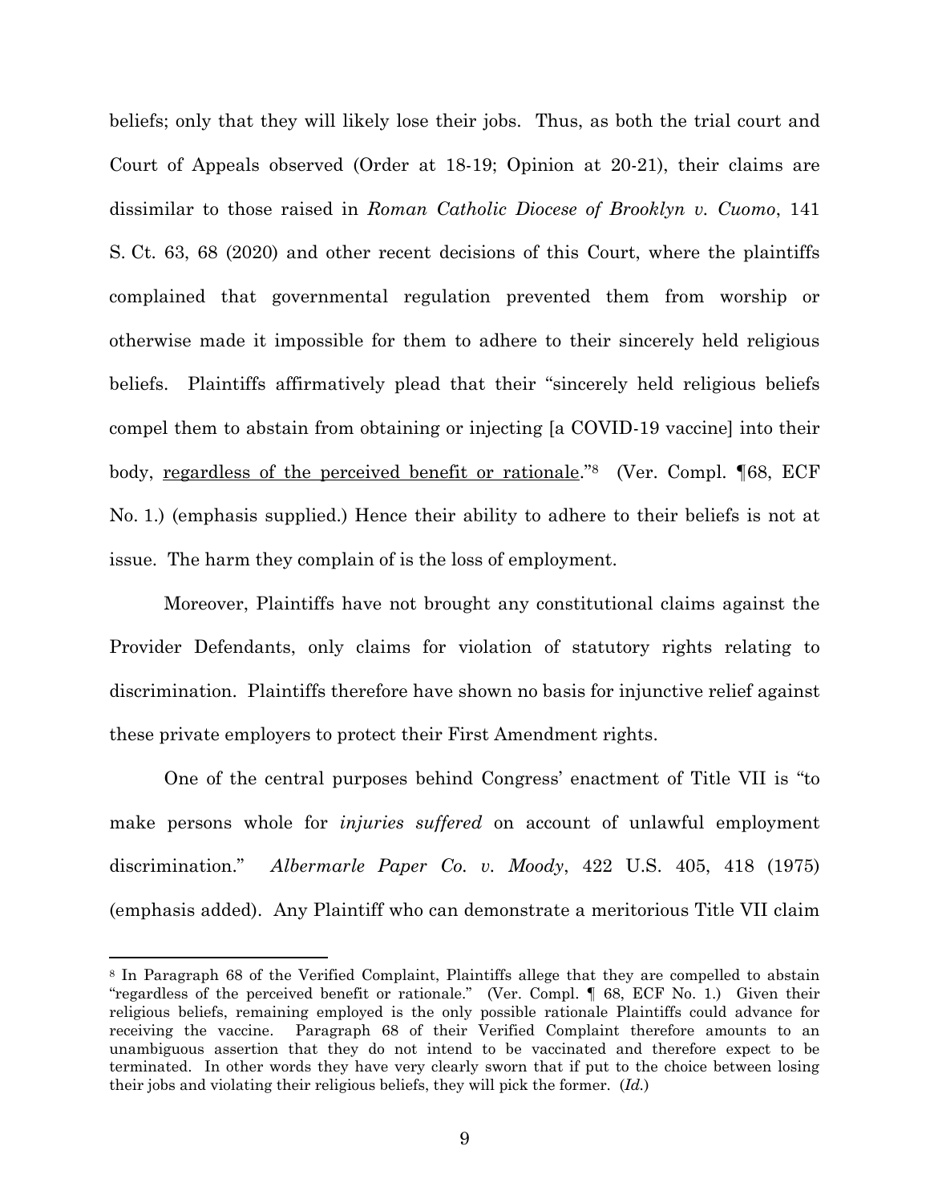beliefs; only that they will likely lose their jobs. Thus, as both the trial court and Court of Appeals observed (Order at 18-19; Opinion at 20-21), their claims are dissimilar to those raised in *Roman Catholic Diocese of Brooklyn v. Cuomo*, 141 S. Ct. 63, 68 (2020) and other recent decisions of this Court, where the plaintiffs complained that governmental regulation prevented them from worship or otherwise made it impossible for them to adhere to their sincerely held religious beliefs. Plaintiffs affirmatively plead that their "sincerely held religious beliefs compel them to abstain from obtaining or injecting [a COVID-19 vaccine] into their body, <u>regardless of the perceived benefit or rationale</u>."[8] (Ver. Compl. ¶68, ECF No. 1.) (emphasis supplied.) Hence their ability to adhere to their beliefs is not at issue. The harm they complain of is the loss of employment.

Moreover, Plaintiffs have not brought any constitutional claims against the Provider Defendants, only claims for violation of statutory rights relating to discrimination. Plaintiffs therefore have shown no basis for injunctive relief against these private employers to protect their First Amendment rights.

One of the central purposes behind Congress' enactment of Title VII is "to make persons whole for *injuries suffered* on account of unlawful employment discrimination." *Albermarle Paper Co. v. Moody*, 422 U.S. 405, 418 (1975) (emphasis added). Any Plaintiff who can demonstrate a meritorious Title VII claim

---

[8] In Paragraph 68 of the Verified Complaint, Plaintiffs allege that they are compelled to abstain "regardless of the perceived benefit or rationale." (Ver. Compl. ¶ 68, ECF No. 1.) Given their religious beliefs, remaining employed is the only possible rationale Plaintiffs could advance for receiving the vaccine. Paragraph 68 of their Verified Complaint therefore amounts to an unambiguous assertion that they do not intend to be vaccinated and therefore expect to be terminated. In other words they have very clearly sworn that if put to the choice between losing their jobs and violating their religious beliefs, they will pick the former. (*Id.*)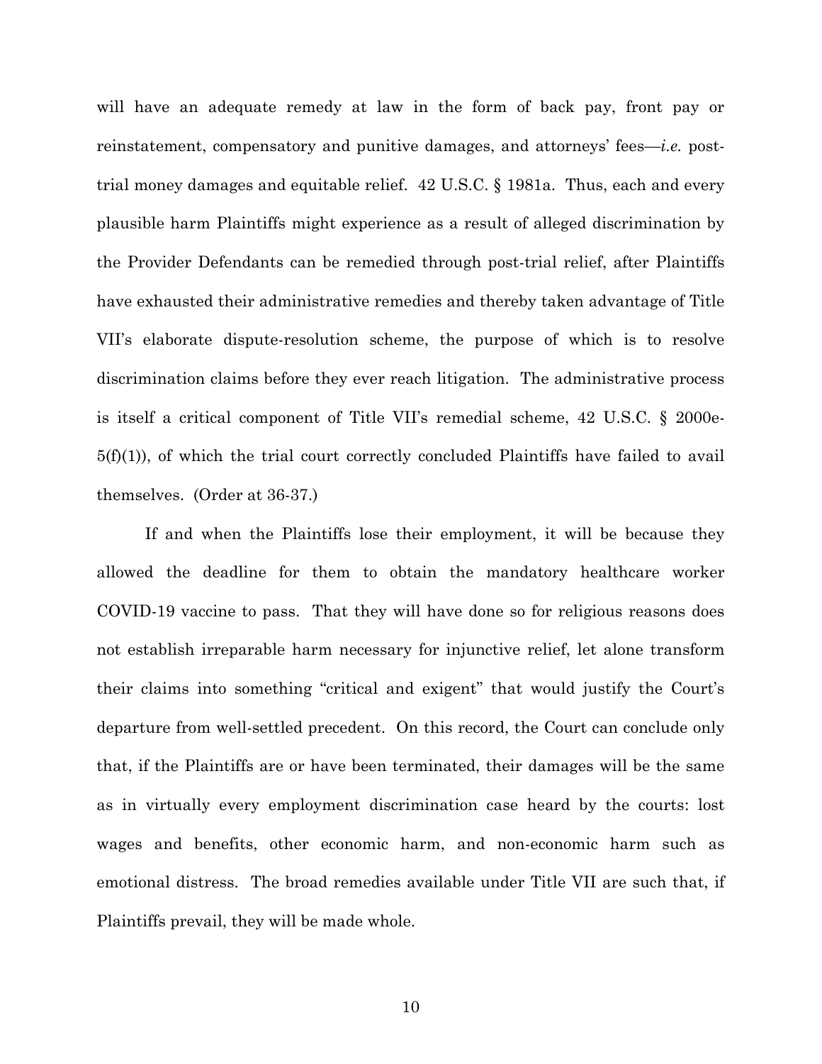will have an adequate remedy at law in the form of back pay, front pay or reinstatement, compensatory and punitive damages, and attorneys' fees—*i.e.* post-trial money damages and equitable relief. 42 U.S.C. § 1981a. Thus, each and every plausible harm Plaintiffs might experience as a result of alleged discrimination by the Provider Defendants can be remedied through post-trial relief, after Plaintiffs have exhausted their administrative remedies and thereby taken advantage of Title VII's elaborate dispute-resolution scheme, the purpose of which is to resolve discrimination claims before they ever reach litigation. The administrative process is itself a critical component of Title VII's remedial scheme, 42 U.S.C. § 2000e-5(f)(1)), of which the trial court correctly concluded Plaintiffs have failed to avail themselves. (Order at 36-37.)

If and when the Plaintiffs lose their employment, it will be because they allowed the deadline for them to obtain the mandatory healthcare worker COVID-19 vaccine to pass. That they will have done so for religious reasons does not establish irreparable harm necessary for injunctive relief, let alone transform their claims into something "critical and exigent" that would justify the Court's departure from well-settled precedent. On this record, the Court can conclude only that, if the Plaintiffs are or have been terminated, their damages will be the same as in virtually every employment discrimination case heard by the courts: lost wages and benefits, other economic harm, and non-economic harm such as emotional distress. The broad remedies available under Title VII are such that, if Plaintiffs prevail, they will be made whole.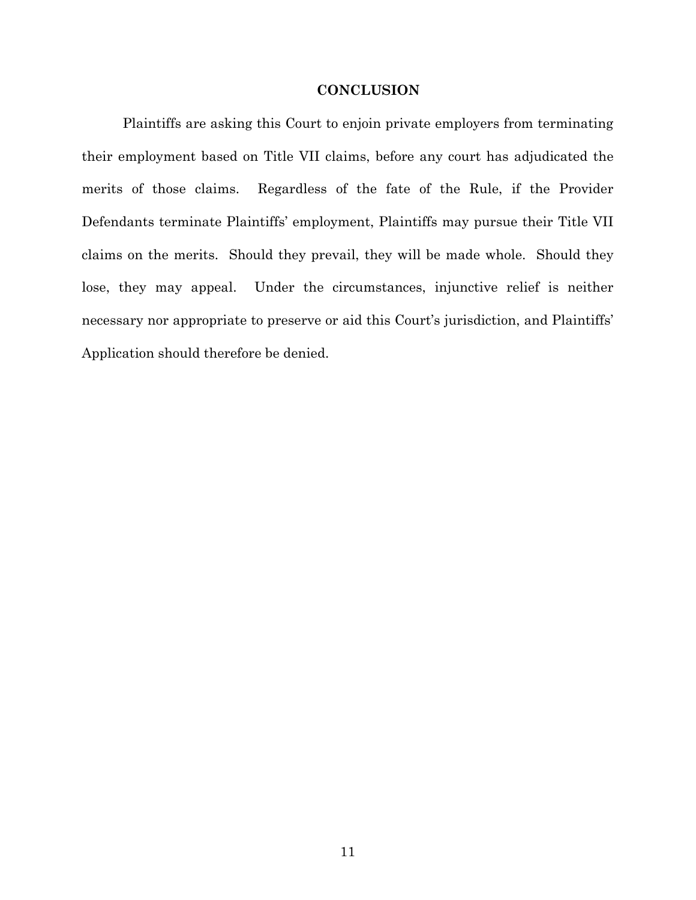## CONCLUSION

Plaintiffs are asking this Court to enjoin private employers from terminating their employment based on Title VII claims, before any court has adjudicated the merits of those claims. Regardless of the fate of the Rule, if the Provider Defendants terminate Plaintiffs' employment, Plaintiffs may pursue their Title VII claims on the merits. Should they prevail, they will be made whole. Should they lose, they may appeal. Under the circumstances, injunctive relief is neither necessary nor appropriate to preserve or aid this Court's jurisdiction, and Plaintiffs' Application should therefore be denied.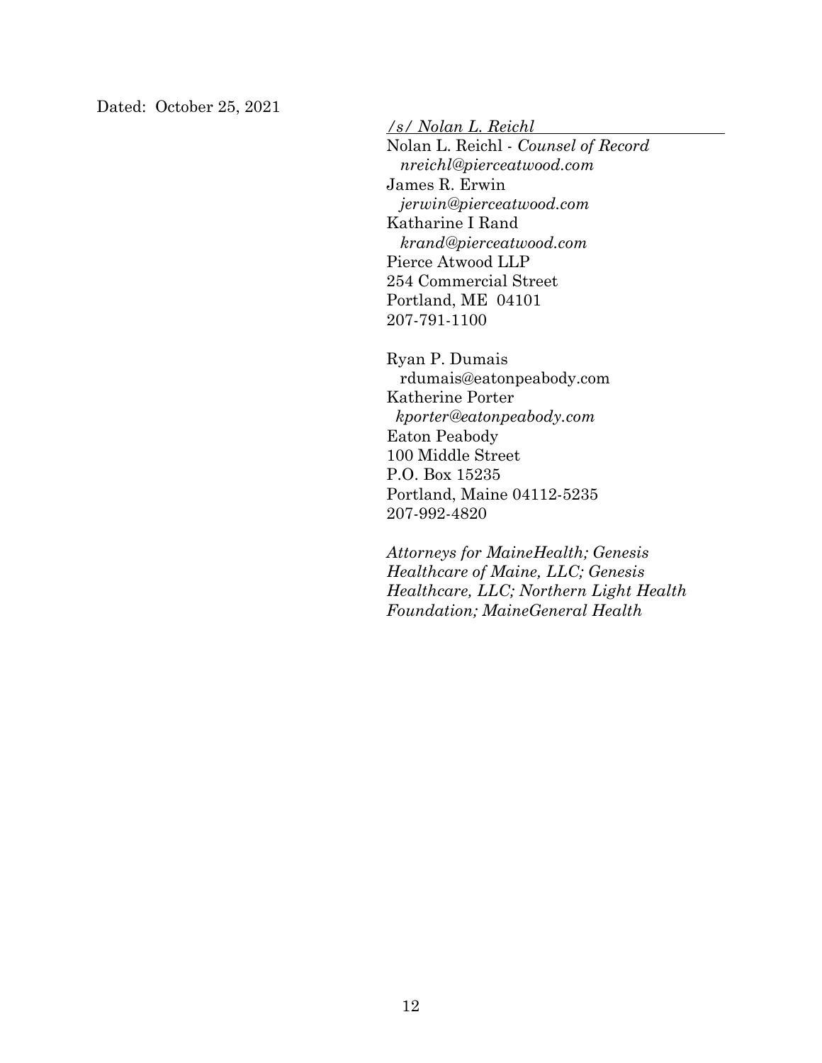Dated: October 25, 2021

*/s/ Nolan L. Reichl*

Nolan L. Reichl - *Counsel of Record*
*nreichl@pierceatwood.com*
James R. Erwin
*jerwin@pierceatwood.com*
Katharine I Rand
*krand@pierceatwood.com*
Pierce Atwood LLP
254 Commercial Street
Portland, ME 04101
207-791-1100

Ryan P. Dumais
rdumais@eatonpeabody.com
Katherine Porter
*kporter@eatonpeabody.com*
Eaton Peabody
100 Middle Street
P.O. Box 15235
Portland, Maine 04112-5235
207-992-4820

*Attorneys for MaineHealth; Genesis Healthcare of Maine, LLC; Genesis Healthcare, LLC; Northern Light Health Foundation; MaineGeneral Health*